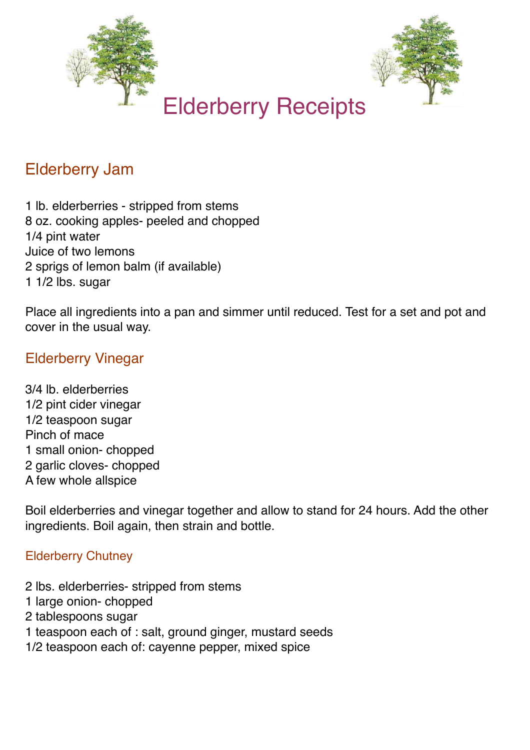# Elderberry Receipts

## Elderberry Jam

1 lb. elderberries - stripped from stems
8 oz. cooking apples- peeled and chopped
1/4 pint water
Juice of two lemons
2 sprigs of lemon balm (if available)
1 1/2 lbs. sugar

Place all ingredients into a pan and simmer until reduced. Test for a set and pot and cover in the usual way.

## Elderberry Vinegar

3/4 lb. elderberries
1/2 pint cider vinegar
1/2 teaspoon sugar
Pinch of mace
1 small onion- chopped
2 garlic cloves- chopped
A few whole allspice

Boil elderberries and vinegar together and allow to stand for 24 hours. Add the other ingredients. Boil again, then strain and bottle.

### Elderberry Chutney

2 lbs. elderberries- stripped from stems
1 large onion- chopped
2 tablespoons sugar
1 teaspoon each of : salt, ground ginger, mustard seeds
1/2 teaspoon each of: cayenne pepper, mixed spice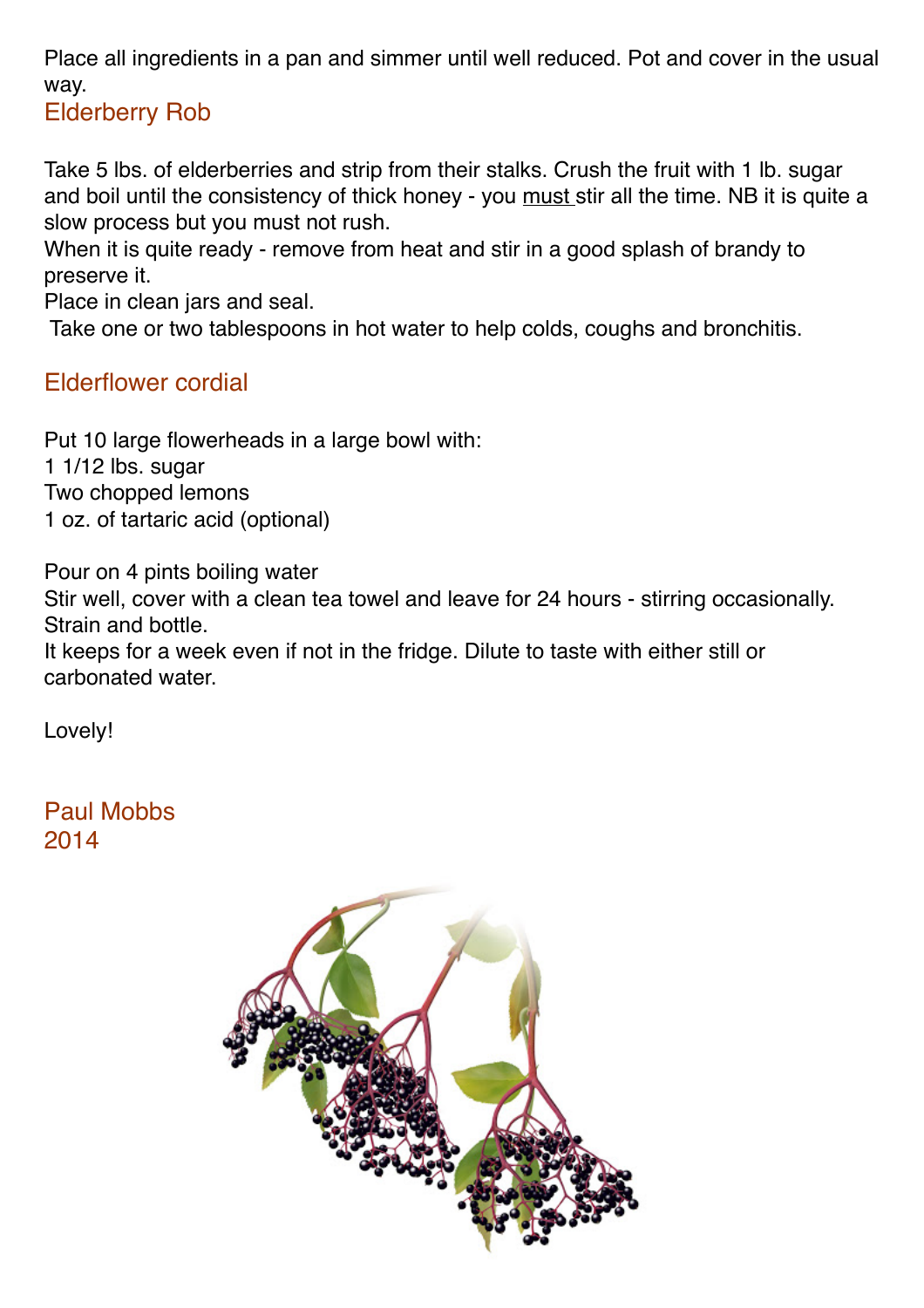Place all ingredients in a pan and simmer until well reduced. Pot and cover in the usual way.

## Elderberry Rob

Take 5 lbs. of elderberries and strip from their stalks. Crush the fruit with 1 lb. sugar and boil until the consistency of thick honey - you must stir all the time. NB it is quite a slow process but you must not rush.

When it is quite ready - remove from heat and stir in a good splash of brandy to preserve it.

Place in clean jars and seal.

Take one or two tablespoons in hot water to help colds, coughs and bronchitis.

## Elderflower cordial

Put 10 large flowerheads in a large bowl with:

1 1/12 lbs. sugar

Two chopped lemons

1 oz. of tartaric acid (optional)

Pour on 4 pints boiling water

Stir well, cover with a clean tea towel and leave for 24 hours - stirring occasionally.

Strain and bottle.

It keeps for a week even if not in the fridge. Dilute to taste with either still or carbonated water.

Lovely!

Paul Mobbs
2014